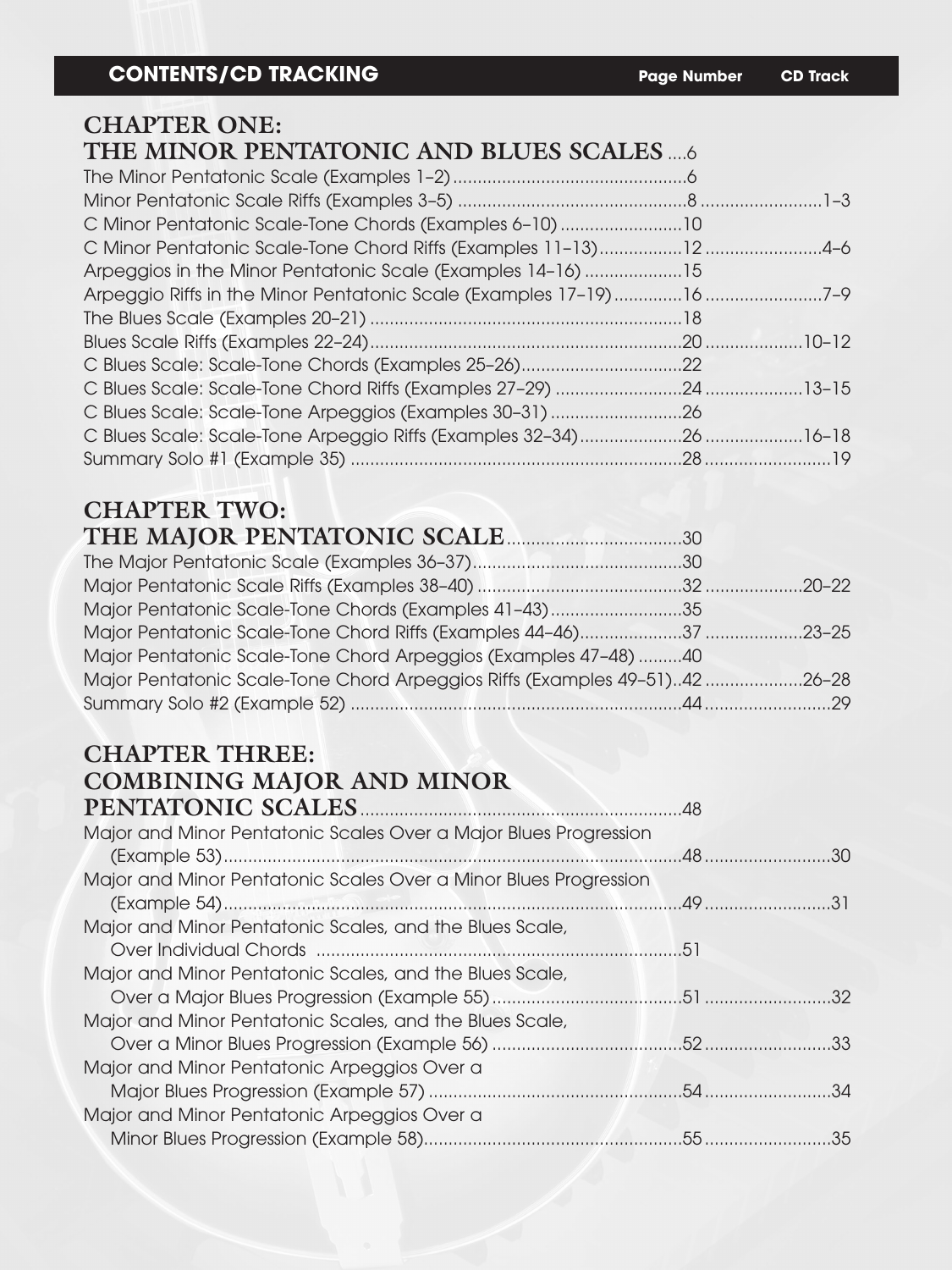## CONTENTS/CD TRACKING

| | Page Number | CD Track |
|---|---|---|
| **CHAPTER ONE: THE MINOR PENTATONIC AND BLUES SCALES** | 6 | |
| The Minor Pentatonic Scale (Examples 1–2) | 6 | |
| Minor Pentatonic Scale Riffs (Examples 3–5) | 8 | 1–3 |
| C Minor Pentatonic Scale-Tone Chords (Examples 6–10) | 10 | |
| C Minor Pentatonic Scale-Tone Chord Riffs (Examples 11–13) | 12 | 4–6 |
| Arpeggios in the Minor Pentatonic Scale (Examples 14–16) | 15 | |
| Arpeggio Riffs in the Minor Pentatonic Scale (Examples 17–19) | 16 | 7–9 |
| The Blues Scale (Examples 20–21) | 18 | |
| Blues Scale Riffs (Examples 22–24) | 20 | 10–12 |
| C Blues Scale: Scale-Tone Chords (Examples 25–26) | 22 | |
| C Blues Scale: Scale-Tone Chord Riffs (Examples 27–29) | 24 | 13–15 |
| C Blues Scale: Scale-Tone Arpeggios (Examples 30–31) | 26 | |
| C Blues Scale: Scale-Tone Arpeggio Riffs (Examples 32–34) | 26 | 16–18 |
| Summary Solo #1 (Example 35) | 28 | 19 |
| **CHAPTER TWO: THE MAJOR PENTATONIC SCALE** | 30 | |
| The Major Pentatonic Scale (Examples 36–37) | 30 | |
| Major Pentatonic Scale Riffs (Examples 38–40) | 32 | 20–22 |
| Major Pentatonic Scale-Tone Chords (Examples 41–43) | 35 | |
| Major Pentatonic Scale-Tone Chord Riffs (Examples 44–46) | 37 | 23–25 |
| Major Pentatonic Scale-Tone Chord Arpeggios (Examples 47–48) | 40 | |
| Major Pentatonic Scale-Tone Chord Arpeggios Riffs (Examples 49–51) | 42 | 26–28 |
| Summary Solo #2 (Example 52) | 44 | 29 |
| **CHAPTER THREE: COMBINING MAJOR AND MINOR PENTATONIC SCALES** | 48 | |
| Major and Minor Pentatonic Scales Over a Major Blues Progression (Example 53) | 48 | 30 |
| Major and Minor Pentatonic Scales Over a Minor Blues Progression (Example 54) | 49 | 31 |
| Major and Minor Pentatonic Scales, and the Blues Scale, Over Individual Chords | 51 | |
| Major and Minor Pentatonic Scales, and the Blues Scale, Over a Major Blues Progression (Example 55) | 51 | 32 |
| Major and Minor Pentatonic Scales, and the Blues Scale, Over a Minor Blues Progression (Example 56) | 52 | 33 |
| Major and Minor Pentatonic Arpeggios Over a Major Blues Progression (Example 57) | 54 | 34 |
| Major and Minor Pentatonic Arpeggios Over a Minor Blues Progression (Example 58) | 55 | 35 |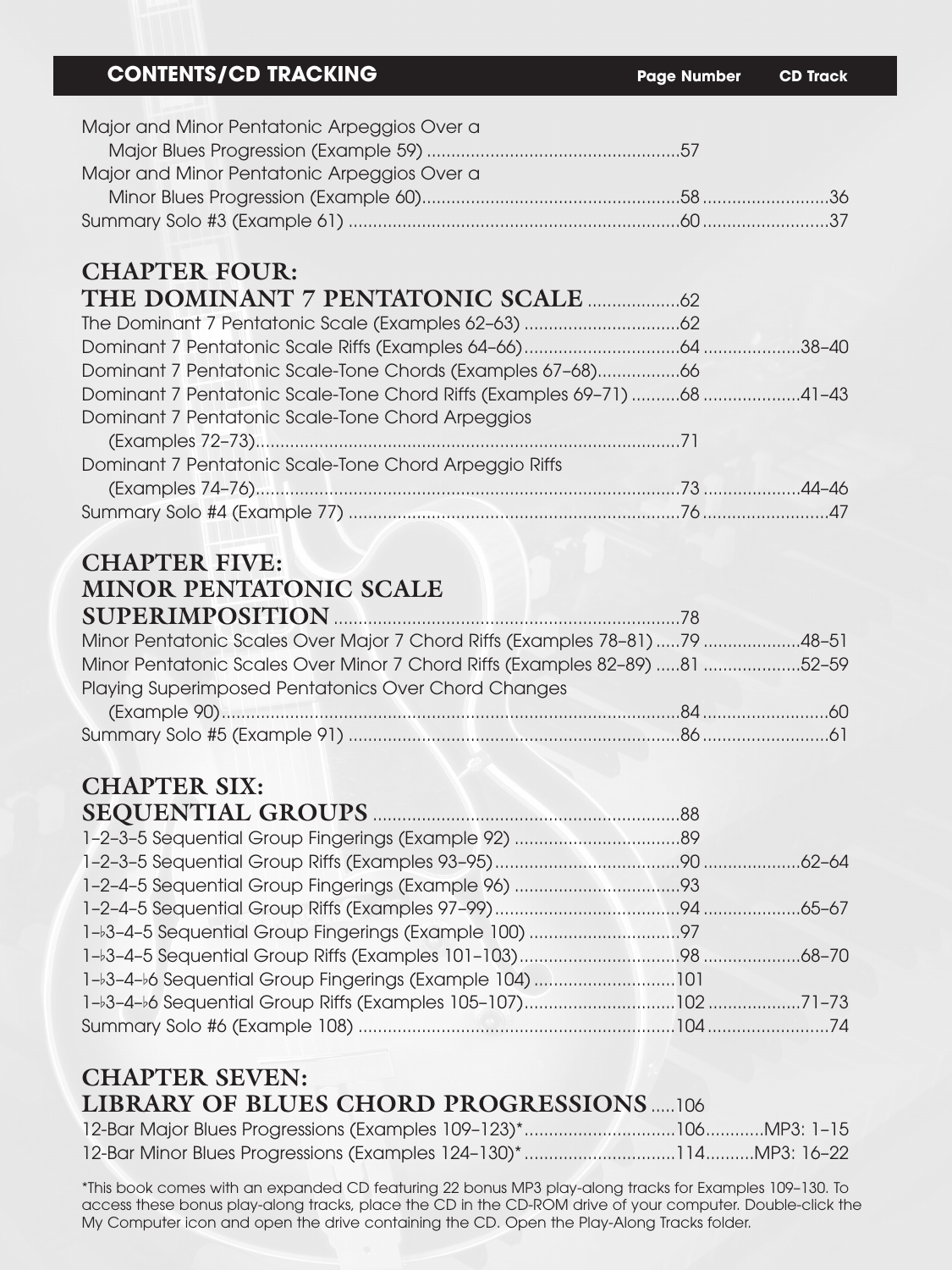## CONTENTS/CD TRACKING

| | Page Number | CD Track |
|---|---|---|
| Major and Minor Pentatonic Arpeggios Over a Major Blues Progression (Example 59) | 57 | |
| Major and Minor Pentatonic Arpeggios Over a Minor Blues Progression (Example 60) | 58 | 36 |
| Summary Solo #3 (Example 61) | 60 | 37 |

## CHAPTER FOUR: THE DOMINANT 7 PENTATONIC SCALE ..... 62

| | Page Number | CD Track |
|---|---|---|
| The Dominant 7 Pentatonic Scale (Examples 62–63) | 62 | |
| Dominant 7 Pentatonic Scale Riffs (Examples 64–66) | 64 | 38–40 |
| Dominant 7 Pentatonic Scale-Tone Chords (Examples 67–68) | 66 | |
| Dominant 7 Pentatonic Scale-Tone Chord Riffs (Examples 69–71) | 68 | 41–43 |
| Dominant 7 Pentatonic Scale-Tone Chord Arpeggios (Examples 72–73) | 71 | |
| Dominant 7 Pentatonic Scale-Tone Chord Arpeggio Riffs (Examples 74–76) | 73 | 44–46 |
| Summary Solo #4 (Example 77) | 76 | 47 |

## CHAPTER FIVE: MINOR PENTATONIC SCALE SUPERIMPOSITION ..... 78

| | Page Number | CD Track |
|---|---|---|
| Minor Pentatonic Scales Over Major 7 Chord Riffs (Examples 78–81) | 79 | 48–51 |
| Minor Pentatonic Scales Over Minor 7 Chord Riffs (Examples 82–89) | 81 | 52–59 |
| Playing Superimposed Pentatonics Over Chord Changes (Example 90) | 84 | 60 |
| Summary Solo #5 (Example 91) | 86 | 61 |

## CHAPTER SIX: SEQUENTIAL GROUPS ..... 88

| | Page Number | CD Track |
|---|---|---|
| 1–2–3–5 Sequential Group Fingerings (Example 92) | 89 | |
| 1–2–3–5 Sequential Group Riffs (Examples 93–95) | 90 | 62–64 |
| 1–2–4–5 Sequential Group Fingerings (Example 96) | 93 | |
| 1–2–4–5 Sequential Group Riffs (Examples 97–99) | 94 | 65–67 |
| 1–♭3–4–5 Sequential Group Fingerings (Example 100) | 97 | |
| 1–♭3–4–5 Sequential Group Riffs (Examples 101–103) | 98 | 68–70 |
| 1–♭3–4–♭6 Sequential Group Fingerings (Example 104) | 101 | |
| 1–♭3–4–♭6 Sequential Group Riffs (Examples 105–107) | 102 | 71–73 |
| Summary Solo #6 (Example 108) | 104 | 74 |

## CHAPTER SEVEN: LIBRARY OF BLUES CHORD PROGRESSIONS ..... 106

| | Page Number | CD Track |
|---|---|---|
| 12-Bar Major Blues Progressions (Examples 109–123)* | 106 | MP3: 1–15 |
| 12-Bar Minor Blues Progressions (Examples 124–130)* | 114 | MP3: 16–22 |

*This book comes with an expanded CD featuring 22 bonus MP3 play-along tracks for Examples 109–130. To access these bonus play-along tracks, place the CD in the CD-ROM drive of your computer. Double-click the My Computer icon and open the drive containing the CD. Open the Play-Along Tracks folder.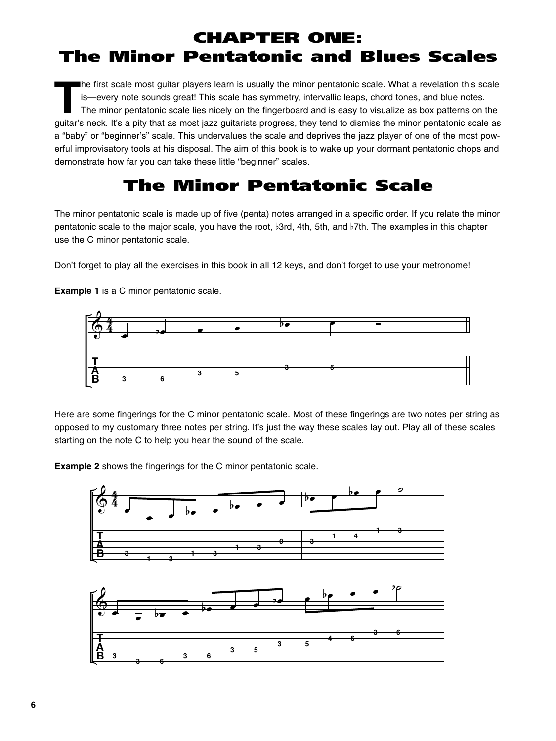# CHAPTER ONE: The Minor Pentatonic and Blues Scales

The first scale most guitar players learn is usually the minor pentatonic scale. What a revelation this scale is—every note sounds great! This scale has symmetry, intervallic leaps, chord tones, and blue notes. The minor pentatonic scale lies nicely on the fingerboard and is easy to visualize as box patterns on the guitar's neck. It's a pity that as most jazz guitarists progress, they tend to dismiss the minor pentatonic scale as a "baby" or "beginner's" scale. This undervalues the scale and deprives the jazz player of one of the most powerful improvisatory tools at his disposal. The aim of this book is to wake up your dormant pentatonic chops and demonstrate how far you can take these little "beginner" scales.

## The Minor Pentatonic Scale

The minor pentatonic scale is made up of five (penta) notes arranged in a specific order. If you relate the minor pentatonic scale to the major scale, you have the root, ♭3rd, 4th, 5th, and ♭7th. The examples in this chapter use the C minor pentatonic scale.

Don't forget to play all the exercises in this book in all 12 keys, and don't forget to use your metronome!

**Example 1** is a C minor pentatonic scale.

Here are some fingerings for the C minor pentatonic scale. Most of these fingerings are two notes per string as opposed to my customary three notes per string. It's just the way these scales lay out. Play all of these scales starting on the note C to help you hear the sound of the scale.

**Example 2** shows the fingerings for the C minor pentatonic scale.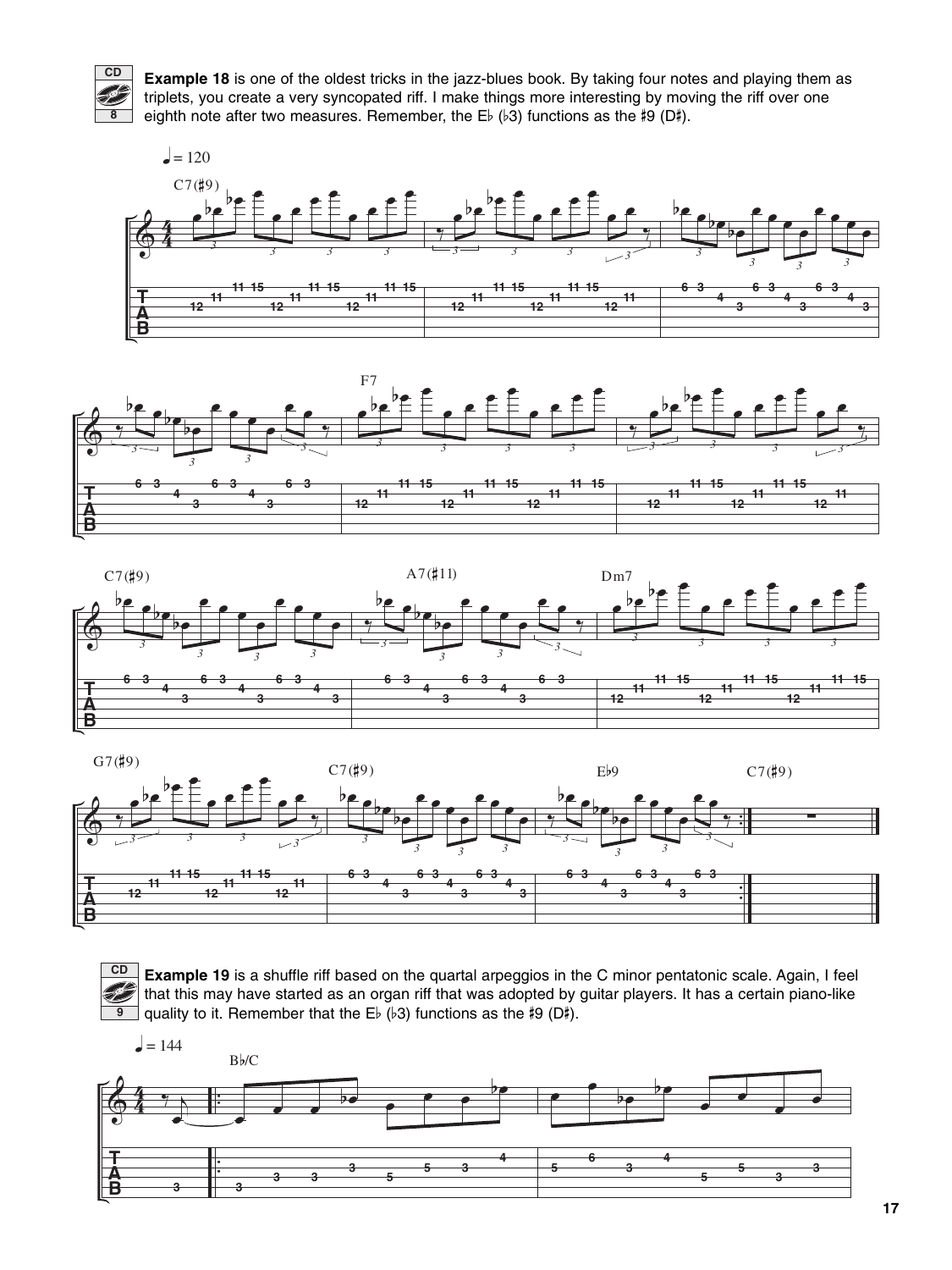**Example 18** is one of the oldest tricks in the jazz-blues book. By taking four notes and playing them as triplets, you create a very syncopated riff. I make things more interesting by moving the riff over one eighth note after two measures. Remember, the E♭ (♭3) functions as the ♯9 (D♯).

**Example 19** is a shuffle riff based on the quartal arpeggios in the C minor pentatonic scale. Again, I feel that this may have started as an organ riff that was adopted by guitar players. It has a certain piano-like quality to it. Remember that the E♭ (♭3) functions as the ♯9 (D♯).